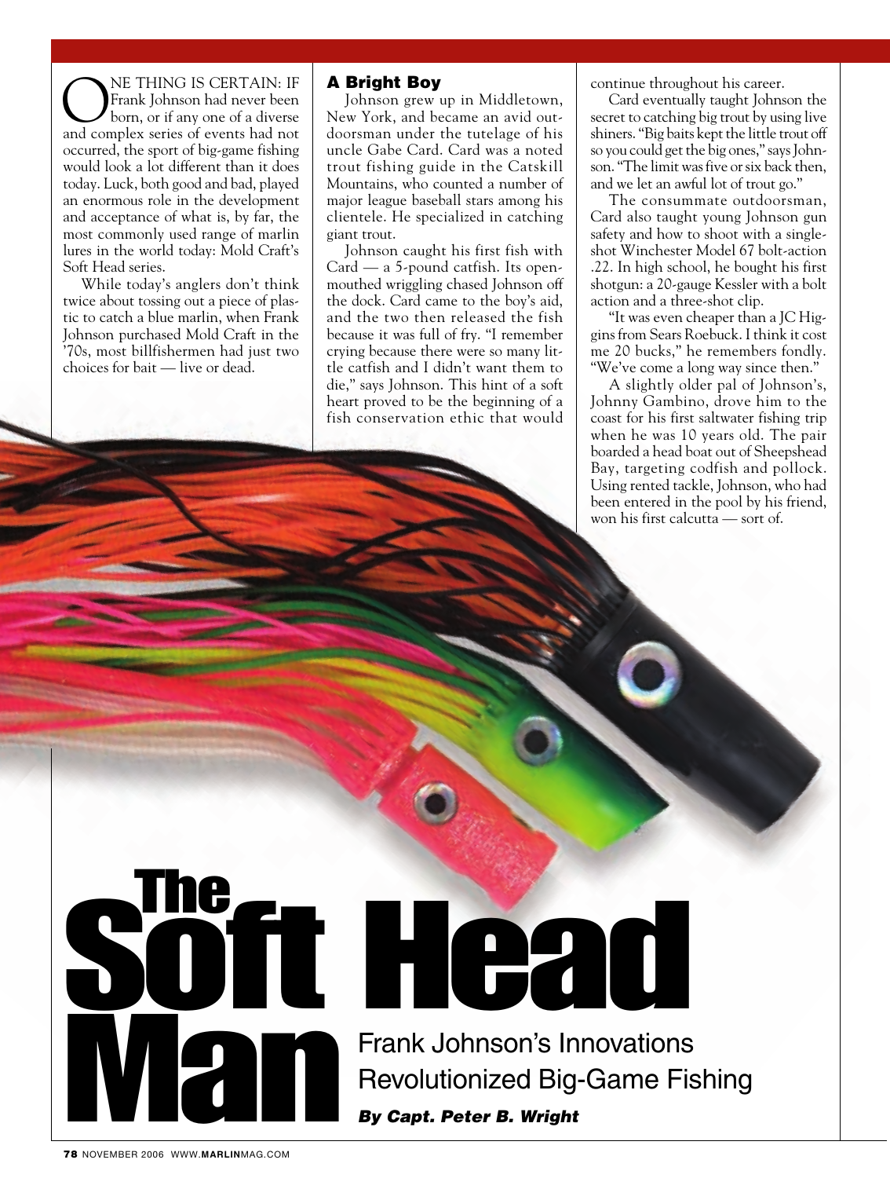# The Soft Head Man

## Frank Johnson's Innovations Revolutionized Big-Game Fishing

***By Capt. Peter B. Wright***

One thing is certain: if Frank Johnson had never been born, or if any one of a diverse and complex series of events had not occurred, the sport of big-game fishing would look a lot different than it does today. Luck, both good and bad, played an enormous role in the development and acceptance of what is, by far, the most commonly used range of marlin lures in the world today: Mold Craft's Soft Head series.

While today's anglers don't think twice about tossing out a piece of plastic to catch a blue marlin, when Frank Johnson purchased Mold Craft in the '70s, most billfishermen had just two choices for bait — live or dead.

### A Bright Boy

Johnson grew up in Middletown, New York, and became an avid outdoorsman under the tutelage of his uncle Gabe Card. Card was a noted trout fishing guide in the Catskill Mountains, who counted a number of major league baseball stars among his clientele. He specialized in catching giant trout.

Johnson caught his first fish with Card — a 5-pound catfish. Its open-mouthed wriggling chased Johnson off the dock. Card came to the boy's aid, and the two then released the fish because it was full of fry. "I remember crying because there were so many little catfish and I didn't want them to die," says Johnson. This hint of a soft heart proved to be the beginning of a fish conservation ethic that would continue throughout his career.

Card eventually taught Johnson the secret to catching big trout by using live shiners. "Big baits kept the little trout off so you could get the big ones," says Johnson. "The limit was five or six back then, and we let an awful lot of trout go."

The consummate outdoorsman, Card also taught young Johnson gun safety and how to shoot with a single-shot Winchester Model 67 bolt-action .22. In high school, he bought his first shotgun: a 20-gauge Kessler with a bolt action and a three-shot clip.

"It was even cheaper than a JC Higgins from Sears Roebuck. I think it cost me 20 bucks," he remembers fondly. "We've come a long way since then."

A slightly older pal of Johnson's, Johnny Gambino, drove him to the coast for his first saltwater fishing trip when he was 10 years old. The pair boarded a head boat out of Sheepshead Bay, targeting codfish and pollock. Using rented tackle, Johnson, who had been entered in the pool by his friend, won his first calcutta — sort of.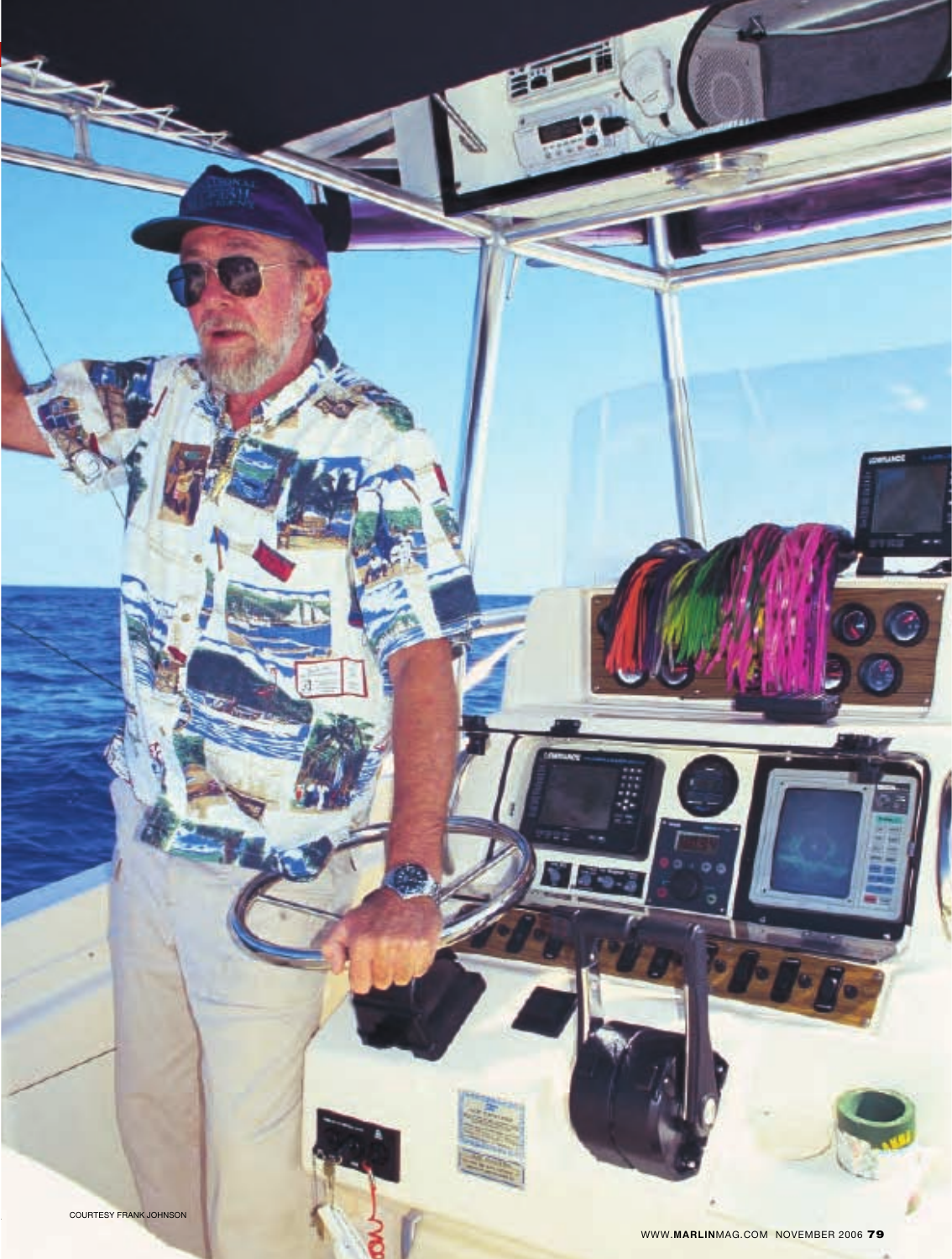COURTESY FRANK JOHNSON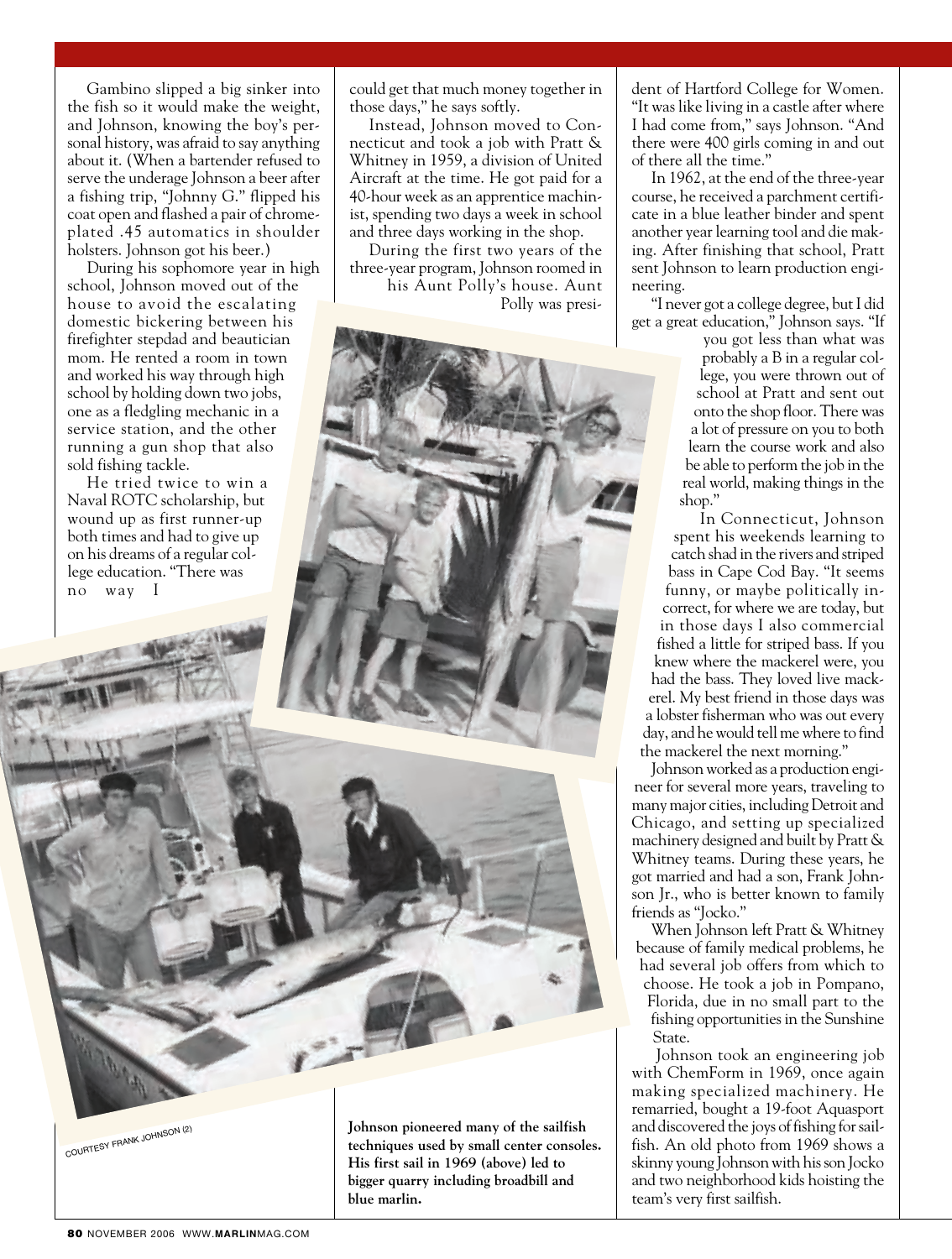Gambino slipped a big sinker into the fish so it would make the weight, and Johnson, knowing the boy's personal history, was afraid to say anything about it. (When a bartender refused to serve the underage Johnson a beer after a fishing trip, "Johnny G." flipped his coat open and flashed a pair of chrome-plated .45 automatics in shoulder holsters. Johnson got his beer.)

During his sophomore year in high school, Johnson moved out of the house to avoid the escalating domestic bickering between his firefighter stepdad and beautician mom. He rented a room in town and worked his way through high school by holding down two jobs, one as a fledgling mechanic in a service station, and the other running a gun shop that also sold fishing tackle.

He tried twice to win a Naval ROTC scholarship, but wound up as first runner-up both times and had to give up on his dreams of a regular college education. "There was no way I could get that much money together in those days," he says softly.

Instead, Johnson moved to Connecticut and took a job with Pratt & Whitney in 1959, a division of United Aircraft at the time. He got paid for a 40-hour week as an apprentice machinist, spending two days a week in school and three days working in the shop.

During the first two years of the three-year program, Johnson roomed in his Aunt Polly's house. Aunt Polly was president of Hartford College for Women. "It was like living in a castle after where I had come from," says Johnson. "And there were 400 girls coming in and out of there all the time."

In 1962, at the end of the three-year course, he received a parchment certificate in a blue leather binder and spent another year learning tool and die making. After finishing that school, Pratt sent Johnson to learn production engineering.

"I never got a college degree, but I did get a great education," Johnson says. "If you got less than what was probably a B in a regular college, you were thrown out of school at Pratt and sent out onto the shop floor. There was a lot of pressure on you to both learn the course work and also be able to perform the job in the real world, making things in the shop."

In Connecticut, Johnson spent his weekends learning to catch shad in the rivers and striped bass in Cape Cod Bay. "It seems funny, or maybe politically incorrect, for where we are today, but in those days I also commercial fished a little for striped bass. If you knew where the mackerel were, you had the bass. They loved live mackerel. My best friend in those days was a lobster fisherman who was out every day, and he would tell me where to find the mackerel the next morning."

Johnson worked as a production engineer for several more years, traveling to many major cities, including Detroit and Chicago, and setting up specialized machinery designed and built by Pratt & Whitney teams. During these years, he got married and had a son, Frank Johnson Jr., who is better known to family friends as "Jocko."

When Johnson left Pratt & Whitney because of family medical problems, he had several job offers from which to choose. He took a job in Pompano, Florida, due in no small part to the fishing opportunities in the Sunshine State.

Johnson took an engineering job with ChemForm in 1969, once again making specialized machinery. He remarried, bought a 19-foot Aquasport and discovered the joys of fishing for sailfish. An old photo from 1969 shows a skinny young Johnson with his son Jocko and two neighborhood kids hoisting the team's very first sailfish.

COURTESY FRANK JOHNSON (2)

**Johnson pioneered many of the sailfish techniques used by small center consoles. His first sail in 1969 (above) led to bigger quarry including broadbill and blue marlin.**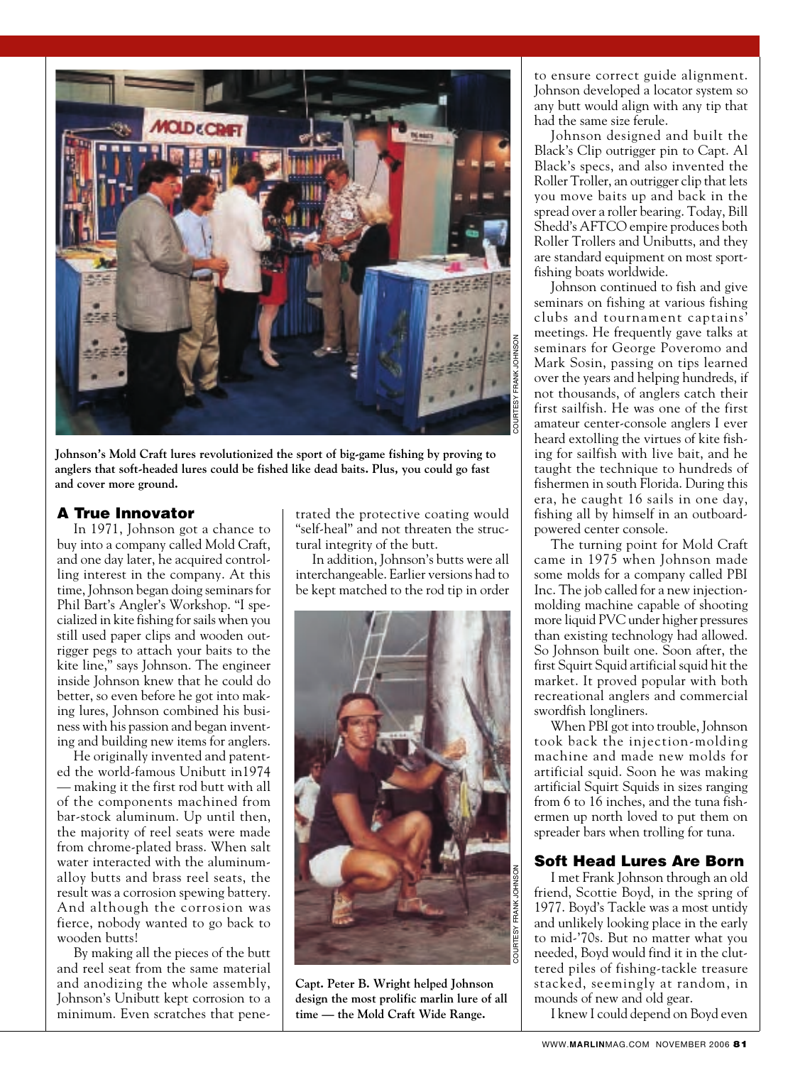Johnson's Mold Craft lures revolutionized the sport of big-game fishing by proving to anglers that soft-headed lures could be fished like dead baits. Plus, you could go fast and cover more ground.

## A True Innovator

In 1971, Johnson got a chance to buy into a company called Mold Craft, and one day later, he acquired controlling interest in the company. At this time, Johnson began doing seminars for Phil Bart's Angler's Workshop. "I specialized in kite fishing for sails when you still used paper clips and wooden outrigger pegs to attach your baits to the kite line," says Johnson. The engineer inside Johnson knew that he could do better, so even before he got into making lures, Johnson combined his business with his passion and began inventing and building new items for anglers.

He originally invented and patented the world-famous Unibutt in1974 — making it the first rod butt with all of the components machined from bar-stock aluminum. Up until then, the majority of reel seats were made from chrome-plated brass. When salt water interacted with the aluminum-alloy butts and brass reel seats, the result was a corrosion spewing battery. And although the corrosion was fierce, nobody wanted to go back to wooden butts!

By making all the pieces of the butt and reel seat from the same material and anodizing the whole assembly, Johnson's Unibutt kept corrosion to a minimum. Even scratches that penetrated the protective coating would "self-heal" and not threaten the structural integrity of the butt.

In addition, Johnson's butts were all interchangeable. Earlier versions had to be kept matched to the rod tip in order to ensure correct guide alignment. Johnson developed a locator system so any butt would align with any tip that had the same size ferule.

Capt. Peter B. Wright helped Johnson design the most prolific marlin lure of all time — the Mold Craft Wide Range.

Johnson designed and built the Black's Clip outrigger pin to Capt. Al Black's specs, and also invented the Roller Troller, an outrigger clip that lets you move baits up and back in the spread over a roller bearing. Today, Bill Shedd's AFTCO empire produces both Roller Trollers and Unibutts, and they are standard equipment on most sportfishing boats worldwide.

Johnson continued to fish and give seminars on fishing at various fishing clubs and tournament captains' meetings. He frequently gave talks at seminars for George Poveromo and Mark Sosin, passing on tips learned over the years and helping hundreds, if not thousands, of anglers catch their first sailfish. He was one of the first amateur center-console anglers I ever heard extolling the virtues of kite fishing for sailfish with live bait, and he taught the technique to hundreds of fishermen in south Florida. During this era, he caught 16 sails in one day, fishing all by himself in an outboard-powered center console.

The turning point for Mold Craft came in 1975 when Johnson made some molds for a company called PBI Inc. The job called for a new injection-molding machine capable of shooting more liquid PVC under higher pressures than existing technology had allowed. So Johnson built one. Soon after, the first Squirt Squid artificial squid hit the market. It proved popular with both recreational anglers and commercial swordfish longliners.

When PBI got into trouble, Johnson took back the injection-molding machine and made new molds for artificial squid. Soon he was making artificial Squirt Squids in sizes ranging from 6 to 16 inches, and the tuna fishermen up north loved to put them on spreader bars when trolling for tuna.

## Soft Head Lures Are Born

I met Frank Johnson through an old friend, Scottie Boyd, in the spring of 1977. Boyd's Tackle was a most untidy and unlikely looking place in the early to mid-'70s. But no matter what you needed, Boyd would find it in the cluttered piles of fishing-tackle treasure stacked, seemingly at random, in mounds of new and old gear.

I knew I could depend on Boyd even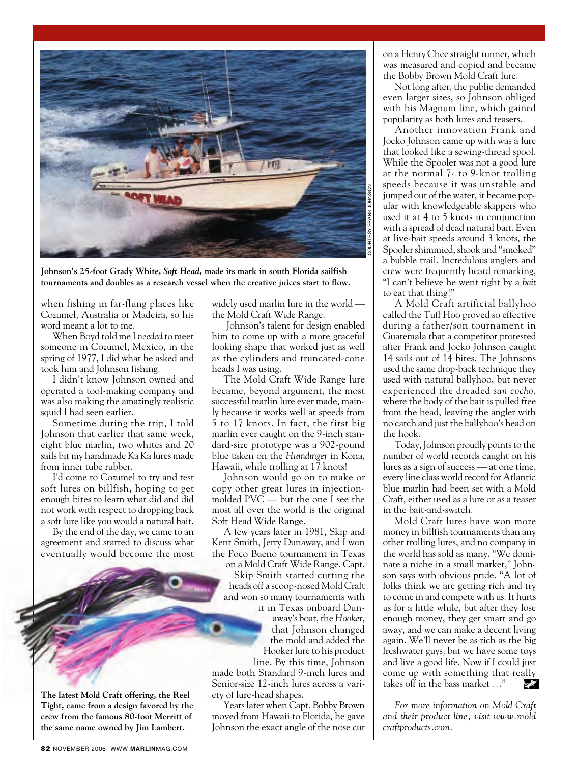Johnson's 25-foot Grady White, *Soft Head*, made its mark in south Florida sailfish tournaments and doubles as a research vessel when the creative juices start to flow.

when fishing in far-flung places like Cozumel, Australia or Madeira, so his word meant a lot to me.

When Boyd told me I *needed* to meet someone in Cozumel, Mexico, in the spring of 1977, I did what he asked and took him and Johnson fishing.

I didn't know Johnson owned and operated a tool-making company and was also making the amazingly realistic squid I had seen earlier.

Sometime during the trip, I told Johnson that earlier that same week, eight blue marlin, two whites and 20 sails bit my handmade Ka Ka lures made from inner tube rubber.

I'd come to Cozumel to try and test soft lures on billfish, hoping to get enough bites to learn what did and did not work with respect to dropping back a soft lure like you would a natural bait.

By the end of the day, we came to an agreement and started to discuss what eventually would become the most widely used marlin lure in the world — the Mold Craft Wide Range.

Johnson's talent for design enabled him to come up with a more graceful looking shape that worked just as well as the cylinders and truncated-cone heads I was using.

The Mold Craft Wide Range lure became, beyond argument, the most successful marlin lure ever made, mainly because it works well at speeds from 5 to 17 knots. In fact, the first big marlin ever caught on the 9-inch standard-size prototype was a 902-pound blue taken on the *Humdinger* in Kona, Hawaii, while trolling at 17 knots!

Johnson would go on to make or copy other great lures in injection-molded PVC — but the one I see the most all over the world is the original Soft Head Wide Range.

A few years later in 1981, Skip and Kent Smith, Jerry Dunaway, and I won the Poco Bueno tournament in Texas on a Mold Craft Wide Range. Capt. Skip Smith started cutting the heads off a scoop-nosed Mold Craft and won so many tournaments with it in Texas onboard Dunaway's boat, the *Hooker*, that Johnson changed the mold and added the Hooker lure to his product line. By this time, Johnson made both Standard 9-inch lures and Senior-size 12-inch lures across a variety of lure-head shapes.

Years later when Capt. Bobby Brown moved from Hawaii to Florida, he gave Johnson the exact angle of the nose cut on a Henry Chee straight runner, which was measured and copied and became the Bobby Brown Mold Craft lure.

Not long after, the public demanded even larger sizes, so Johnson obliged with his Magnum line, which gained popularity as both lures and teasers.

Another innovation Frank and Jocko Johnson came up with was a lure that looked like a sewing-thread spool. While the Spooler was not a good lure at the normal 7- to 9-knot trolling speeds because it was unstable and jumped out of the water, it became popular with knowledgeable skippers who used it at 4 to 5 knots in conjunction with a spread of dead natural bait. Even at live-bait speeds around 3 knots, the Spooler shimmied, shook and "smoked" a bubble trail. Incredulous anglers and crew were frequently heard remarking, "I can't believe he went right by a *bait* to eat that thing!"

A Mold Craft artificial ballyhoo called the Tuff Hoo proved so effective during a father/son tournament in Guatemala that a competitor protested after Frank and Jocko Johnson caught 14 sails out of 14 bites. The Johnsons used the same drop-back technique they used with natural ballyhoo, but never experienced the dreaded *san cocho*, where the body of the bait is pulled free from the head, leaving the angler with no catch and just the ballyhoo's head on the hook.

Today, Johnson proudly points to the number of world records caught on his lures as a sign of success — at one time, every line class world record for Atlantic blue marlin had been set with a Mold Craft, either used as a lure or as a teaser in the bait-and-switch.

Mold Craft lures have won more money in billfish tournaments than any other trolling lures, and no company in the world has sold as many. "We dominate a niche in a small market," Johnson says with obvious pride. "A lot of folks think we are getting rich and try to come in and compete with us. It hurts us for a little while, but after they lose enough money, they get smart and go away, and we can make a decent living again. We'll never be as rich as the big freshwater guys, but we have some toys and live a good life. Now if I could just come up with something that really takes off in the bass market …"

The latest Mold Craft offering, the Reel Tight, came from a design favored by the crew from the famous 80-foot Merritt of the same name owned by Jim Lambert.

*For more information on Mold Craft and their product line, visit www.moldcraftproducts.com.*